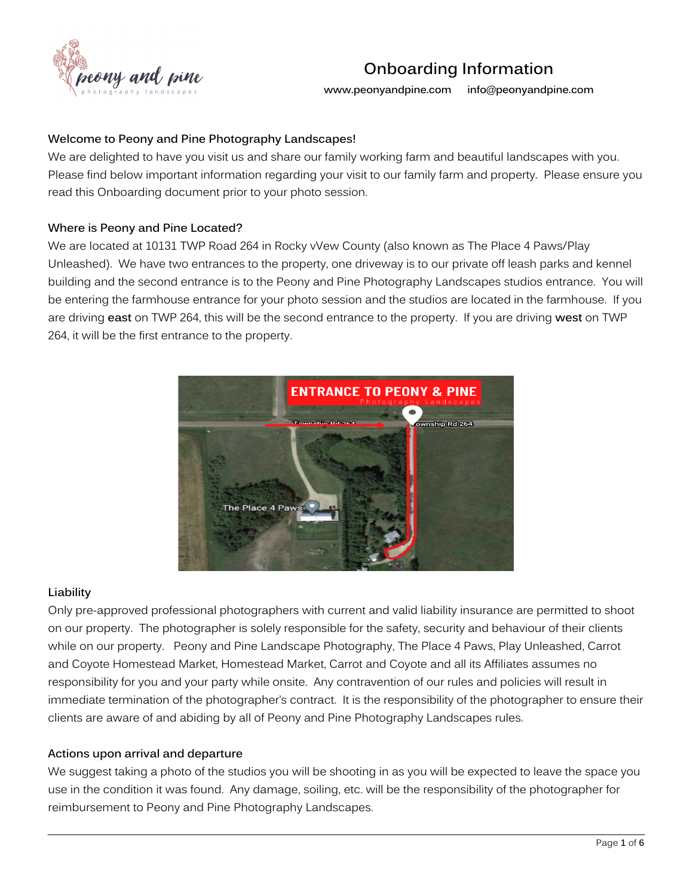# Onboarding Information

www.peonyandpine.com info@peonyandpine.com

### Welcome to Peony and Pine Photography Landscapes!

We are delighted to have you visit us and share our family working farm and beautiful landscapes with you. Please find below important information regarding your visit to our family farm and property. Please ensure you read this Onboarding document prior to your photo session.

### Where is Peony and Pine Located?

We are located at 10131 TWP Road 264 in Rocky vVew County (also known as The Place 4 Paws/Play Unleashed). We have two entrances to the property, one driveway is to our private off leash parks and kennel building and the second entrance is to the Peony and Pine Photography Landscapes studios entrance. You will be entering the farmhouse entrance for your photo session and the studios are located in the farmhouse. If you are driving **east** on TWP 264, this will be the second entrance to the property. If you are driving **west** on TWP 264, it will be the first entrance to the property.

### Liability

Only pre-approved professional photographers with current and valid liability insurance are permitted to shoot on our property. The photographer is solely responsible for the safety, security and behaviour of their clients while on our property. Peony and Pine Landscape Photography, The Place 4 Paws, Play Unleashed, Carrot and Coyote Homestead Market, Homestead Market, Carrot and Coyote and all its Affiliates assumes no responsibility for you and your party while onsite. Any contravention of our rules and policies will result in immediate termination of the photographer's contract. It is the responsibility of the photographer to ensure their clients are aware of and abiding by all of Peony and Pine Photography Landscapes rules.

### Actions upon arrival and departure

We suggest taking a photo of the studios you will be shooting in as you will be expected to leave the space you use in the condition it was found. Any damage, soiling, etc. will be the responsibility of the photographer for reimbursement to Peony and Pine Photography Landscapes.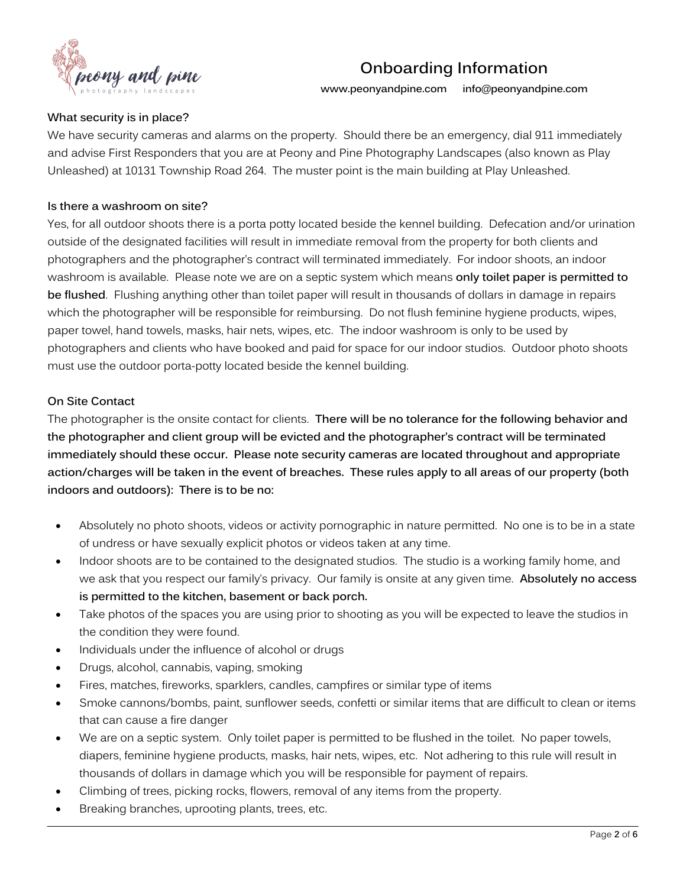**What security is in place?**

We have security cameras and alarms on the property. Should there be an emergency, dial 911 immediately and advise First Responders that you are at Peony and Pine Photography Landscapes (also known as Play Unleashed) at 10131 Township Road 264. The muster point is the main building at Play Unleashed.

**Is there a washroom on site?**

Yes, for all outdoor shoots there is a porta potty located beside the kennel building. Defecation and/or urination outside of the designated facilities will result in immediate removal from the property for both clients and photographers and the photographer's contract will terminated immediately. For indoor shoots, an indoor washroom is available. Please note we are on a septic system which means **only toilet paper is permitted to be flushed**. Flushing anything other than toilet paper will result in thousands of dollars in damage in repairs which the photographer will be responsible for reimbursing. Do not flush feminine hygiene products, wipes, paper towel, hand towels, masks, hair nets, wipes, etc. The indoor washroom is only to be used by photographers and clients who have booked and paid for space for our indoor studios. Outdoor photo shoots must use the outdoor porta-potty located beside the kennel building.

**On Site Contact**

The photographer is the onsite contact for clients. **There will be no tolerance for the following behavior and the photographer and client group will be evicted and the photographer's contract will be terminated immediately should these occur. Please note security cameras are located throughout and appropriate action/charges will be taken in the event of breaches. These rules apply to all areas of our property (both indoors and outdoors): There is to be no:**

- Absolutely no photo shoots, videos or activity pornographic in nature permitted. No one is to be in a state of undress or have sexually explicit photos or videos taken at any time.
- Indoor shoots are to be contained to the designated studios. The studio is a working family home, and we ask that you respect our family's privacy. Our family is onsite at any given time. **Absolutely no access is permitted to the kitchen, basement or back porch.**
- Take photos of the spaces you are using prior to shooting as you will be expected to leave the studios in the condition they were found.
- Individuals under the influence of alcohol or drugs
- Drugs, alcohol, cannabis, vaping, smoking
- Fires, matches, fireworks, sparklers, candles, campfires or similar type of items
- Smoke cannons/bombs, paint, sunflower seeds, confetti or similar items that are difficult to clean or items that can cause a fire danger
- We are on a septic system. Only toilet paper is permitted to be flushed in the toilet. No paper towels, diapers, feminine hygiene products, masks, hair nets, wipes, etc. Not adhering to this rule will result in thousands of dollars in damage which you will be responsible for payment of repairs.
- Climbing of trees, picking rocks, flowers, removal of any items from the property.
- Breaking branches, uprooting plants, trees, etc.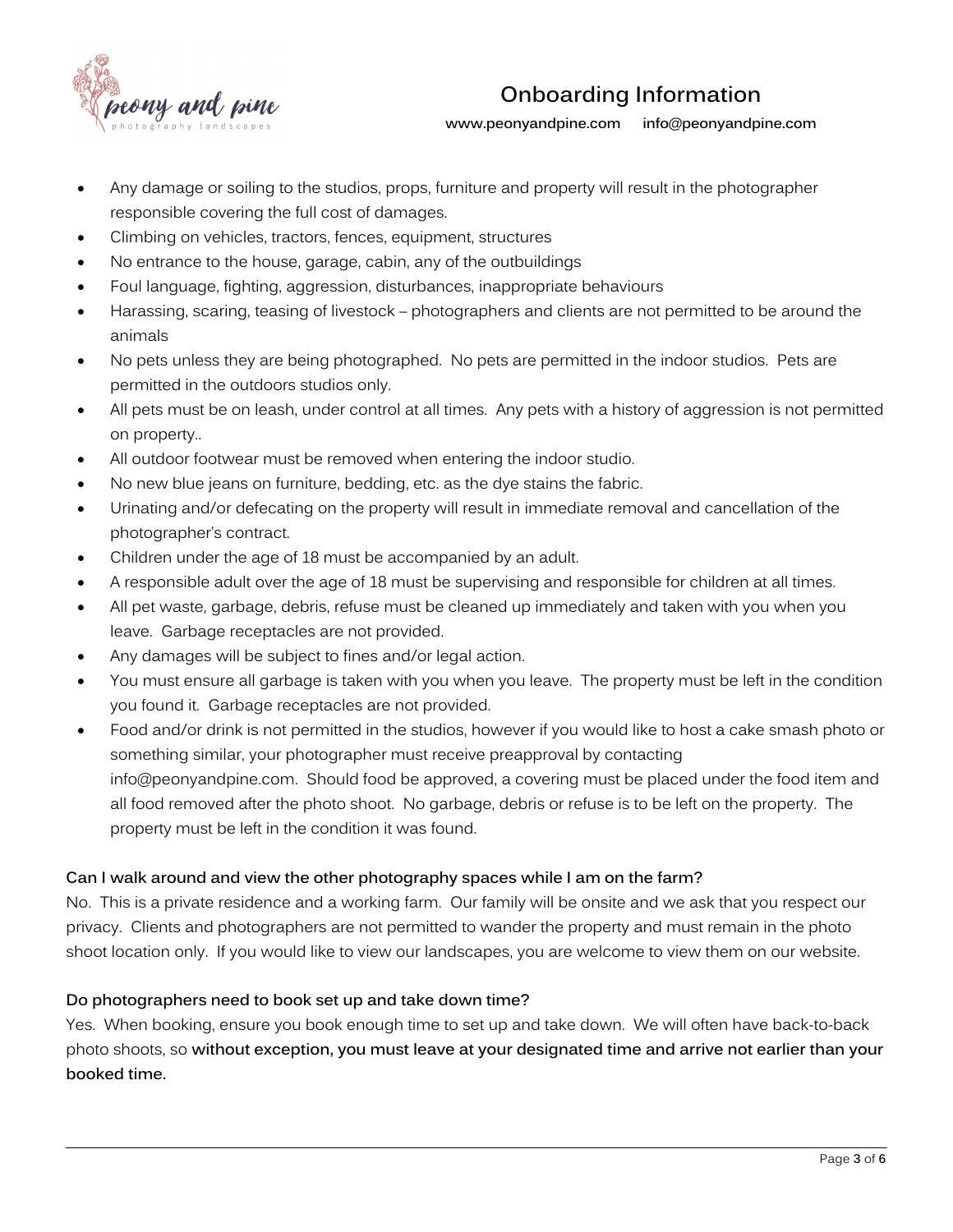- Any damage or soiling to the studios, props, furniture and property will result in the photographer responsible covering the full cost of damages.
- Climbing on vehicles, tractors, fences, equipment, structures
- No entrance to the house, garage, cabin, any of the outbuildings
- Foul language, fighting, aggression, disturbances, inappropriate behaviours
- Harassing, scaring, teasing of livestock – photographers and clients are not permitted to be around the animals
- No pets unless they are being photographed. No pets are permitted in the indoor studios. Pets are permitted in the outdoors studios only.
- All pets must be on leash, under control at all times. Any pets with a history of aggression is not permitted on property..
- All outdoor footwear must be removed when entering the indoor studio.
- No new blue jeans on furniture, bedding, etc. as the dye stains the fabric.
- Urinating and/or defecating on the property will result in immediate removal and cancellation of the photographer's contract.
- Children under the age of 18 must be accompanied by an adult.
- A responsible adult over the age of 18 must be supervising and responsible for children at all times.
- All pet waste, garbage, debris, refuse must be cleaned up immediately and taken with you when you leave. Garbage receptacles are not provided.
- Any damages will be subject to fines and/or legal action.
- You must ensure all garbage is taken with you when you leave. The property must be left in the condition you found it. Garbage receptacles are not provided.
- Food and/or drink is not permitted in the studios, however if you would like to host a cake smash photo or something similar, your photographer must receive preapproval by contacting info@peonyandpine.com. Should food be approved, a covering must be placed under the food item and all food removed after the photo shoot. No garbage, debris or refuse is to be left on the property. The property must be left in the condition it was found.

**Can I walk around and view the other photography spaces while I am on the farm?**

No. This is a private residence and a working farm. Our family will be onsite and we ask that you respect our privacy. Clients and photographers are not permitted to wander the property and must remain in the photo shoot location only. If you would like to view our landscapes, you are welcome to view them on our website.

**Do photographers need to book set up and take down time?**

Yes. When booking, ensure you book enough time to set up and take down. We will often have back-to-back photo shoots, so **without exception, you must leave at your designated time and arrive not earlier than your booked time.**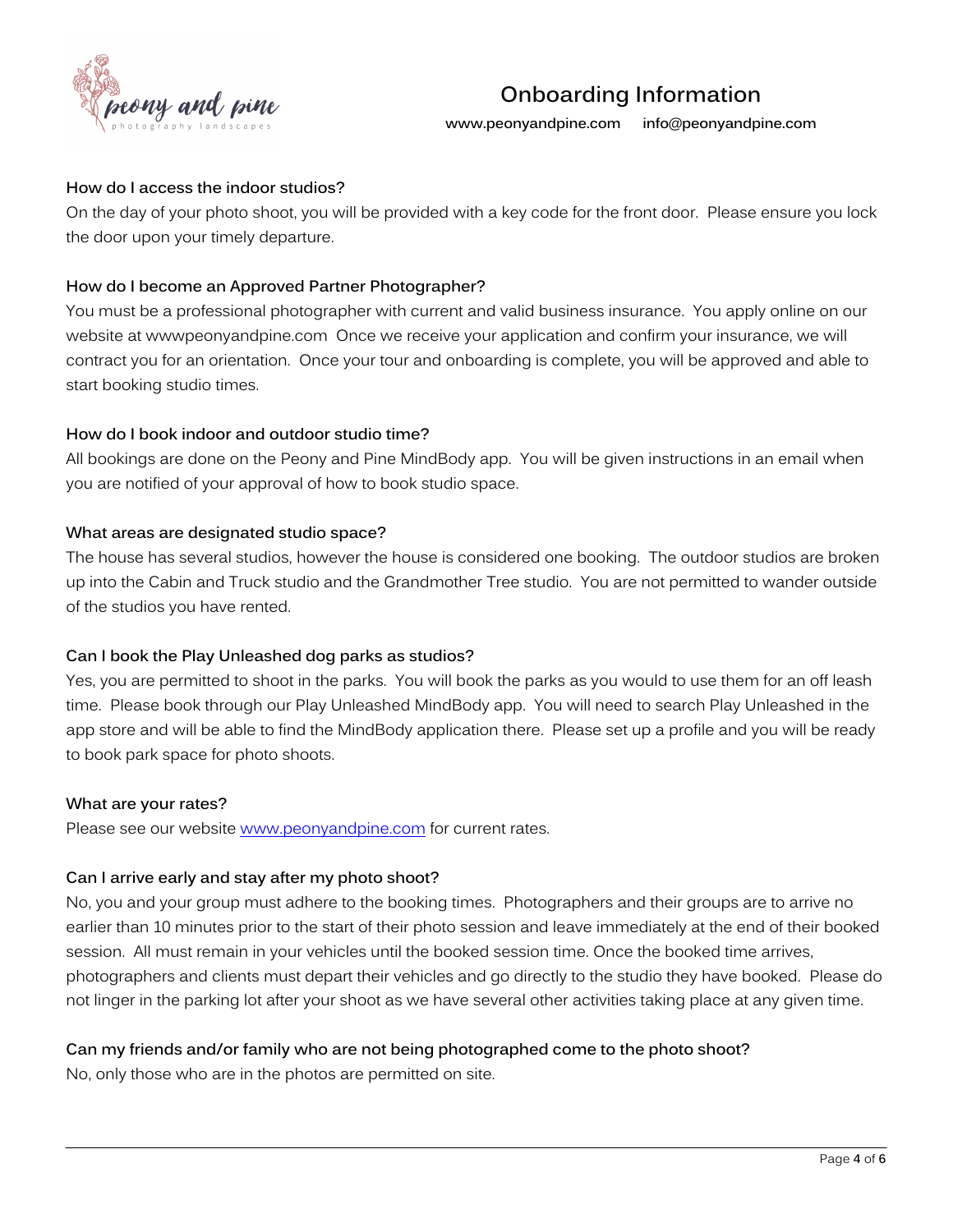### How do I access the indoor studios?

On the day of your photo shoot, you will be provided with a key code for the front door. Please ensure you lock the door upon your timely departure.

### How do I become an Approved Partner Photographer?

You must be a professional photographer with current and valid business insurance. You apply online on our website at wwwpeonyandpine.com Once we receive your application and confirm your insurance, we will contract you for an orientation. Once your tour and onboarding is complete, you will be approved and able to start booking studio times.

### How do I book indoor and outdoor studio time?

All bookings are done on the Peony and Pine MindBody app. You will be given instructions in an email when you are notified of your approval of how to book studio space.

### What areas are designated studio space?

The house has several studios, however the house is considered one booking. The outdoor studios are broken up into the Cabin and Truck studio and the Grandmother Tree studio. You are not permitted to wander outside of the studios you have rented.

### Can I book the Play Unleashed dog parks as studios?

Yes, you are permitted to shoot in the parks. You will book the parks as you would to use them for an off leash time. Please book through our Play Unleashed MindBody app. You will need to search Play Unleashed in the app store and will be able to find the MindBody application there. Please set up a profile and you will be ready to book park space for photo shoots.

### What are your rates?

Please see our website [www.peonyandpine.com](http://www.peonyandpine.com) for current rates.

### Can I arrive early and stay after my photo shoot?

No, you and your group must adhere to the booking times. Photographers and their groups are to arrive no earlier than 10 minutes prior to the start of their photo session and leave immediately at the end of their booked session. All must remain in your vehicles until the booked session time. Once the booked time arrives, photographers and clients must depart their vehicles and go directly to the studio they have booked. Please do not linger in the parking lot after your shoot as we have several other activities taking place at any given time.

### Can my friends and/or family who are not being photographed come to the photo shoot?

No, only those who are in the photos are permitted on site.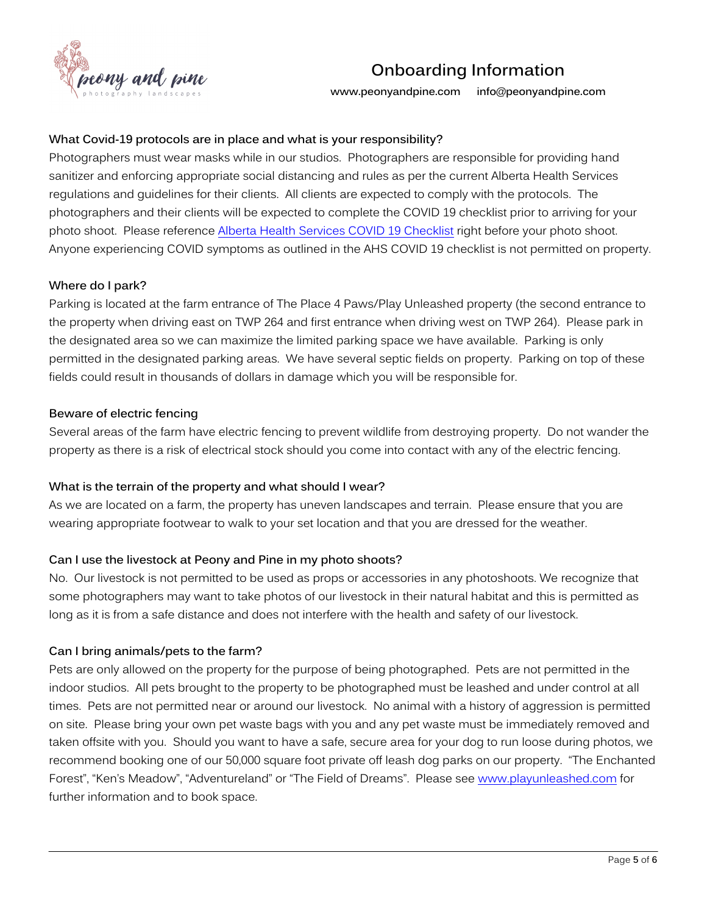# Onboarding Information

www.peonyandpine.com info@peonyandpine.com

### What Covid-19 protocols are in place and what is your responsibility?

Photographers must wear masks while in our studios. Photographers are responsible for providing hand sanitizer and enforcing appropriate social distancing and rules as per the current Alberta Health Services regulations and guidelines for their clients. All clients are expected to comply with the protocols. The photographers and their clients will be expected to complete the COVID 19 checklist prior to arriving for your photo shoot. Please reference Alberta Health Services COVID 19 Checklist right before your photo shoot. Anyone experiencing COVID symptoms as outlined in the AHS COVID 19 checklist is not permitted on property.

### Where do I park?

Parking is located at the farm entrance of The Place 4 Paws/Play Unleashed property (the second entrance to the property when driving east on TWP 264 and first entrance when driving west on TWP 264). Please park in the designated area so we can maximize the limited parking space we have available. Parking is only permitted in the designated parking areas. We have several septic fields on property. Parking on top of these fields could result in thousands of dollars in damage which you will be responsible for.

### Beware of electric fencing

Several areas of the farm have electric fencing to prevent wildlife from destroying property. Do not wander the property as there is a risk of electrical stock should you come into contact with any of the electric fencing.

### What is the terrain of the property and what should I wear?

As we are located on a farm, the property has uneven landscapes and terrain. Please ensure that you are wearing appropriate footwear to walk to your set location and that you are dressed for the weather.

### Can I use the livestock at Peony and Pine in my photo shoots?

No. Our livestock is not permitted to be used as props or accessories in any photoshoots. We recognize that some photographers may want to take photos of our livestock in their natural habitat and this is permitted as long as it is from a safe distance and does not interfere with the health and safety of our livestock.

### Can I bring animals/pets to the farm?

Pets are only allowed on the property for the purpose of being photographed. Pets are not permitted in the indoor studios. All pets brought to the property to be photographed must be leashed and under control at all times. Pets are not permitted near or around our livestock. No animal with a history of aggression is permitted on site. Please bring your own pet waste bags with you and any pet waste must be immediately removed and taken offsite with you. Should you want to have a safe, secure area for your dog to run loose during photos, we recommend booking one of our 50,000 square foot private off leash dog parks on our property. "The Enchanted Forest", "Ken's Meadow", "Adventureland" or "The Field of Dreams". Please see www.playunleashed.com for further information and to book space.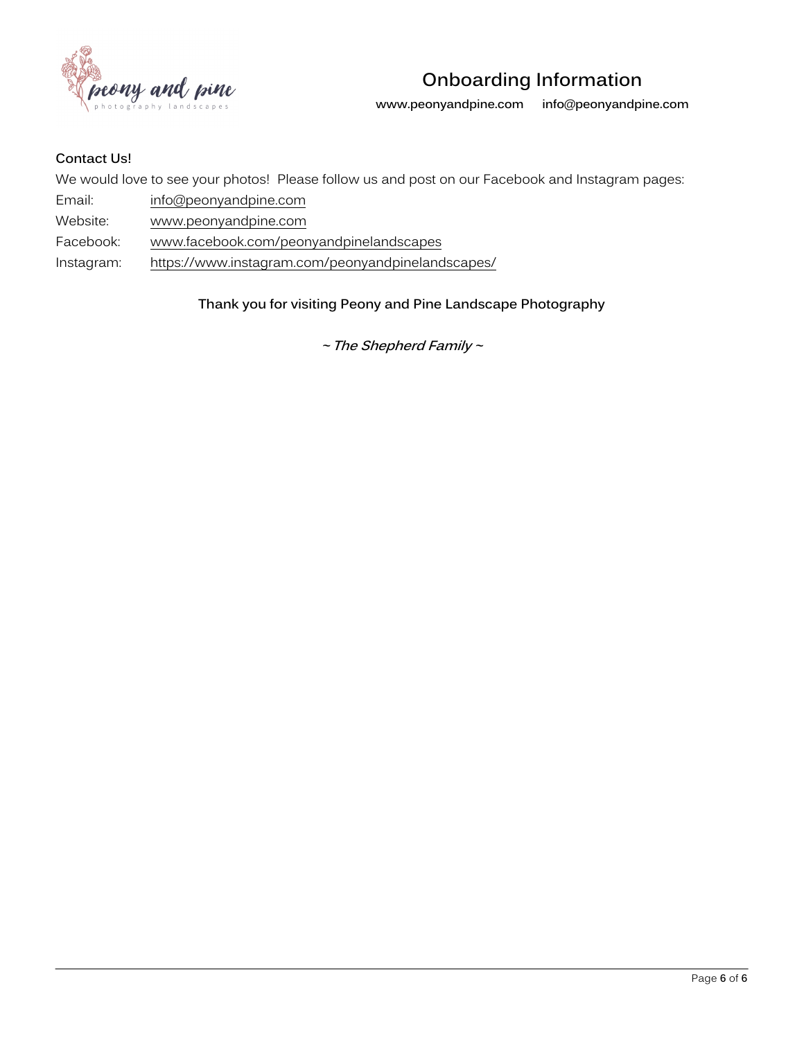**Contact Us!**

We would love to see your photos! Please follow us and post on our Facebook and Instagram pages:

| | |
|---|---|
| Email: | info@peonyandpine.com |
| Website: | www.peonyandpine.com |
| Facebook: | www.facebook.com/peonyandpinelandscapes |
| Instagram: | https://www.instagram.com/peonyandpinelandscapes/ |

**Thank you for visiting Peony and Pine Landscape Photography**

***~ The Shepherd Family ~***